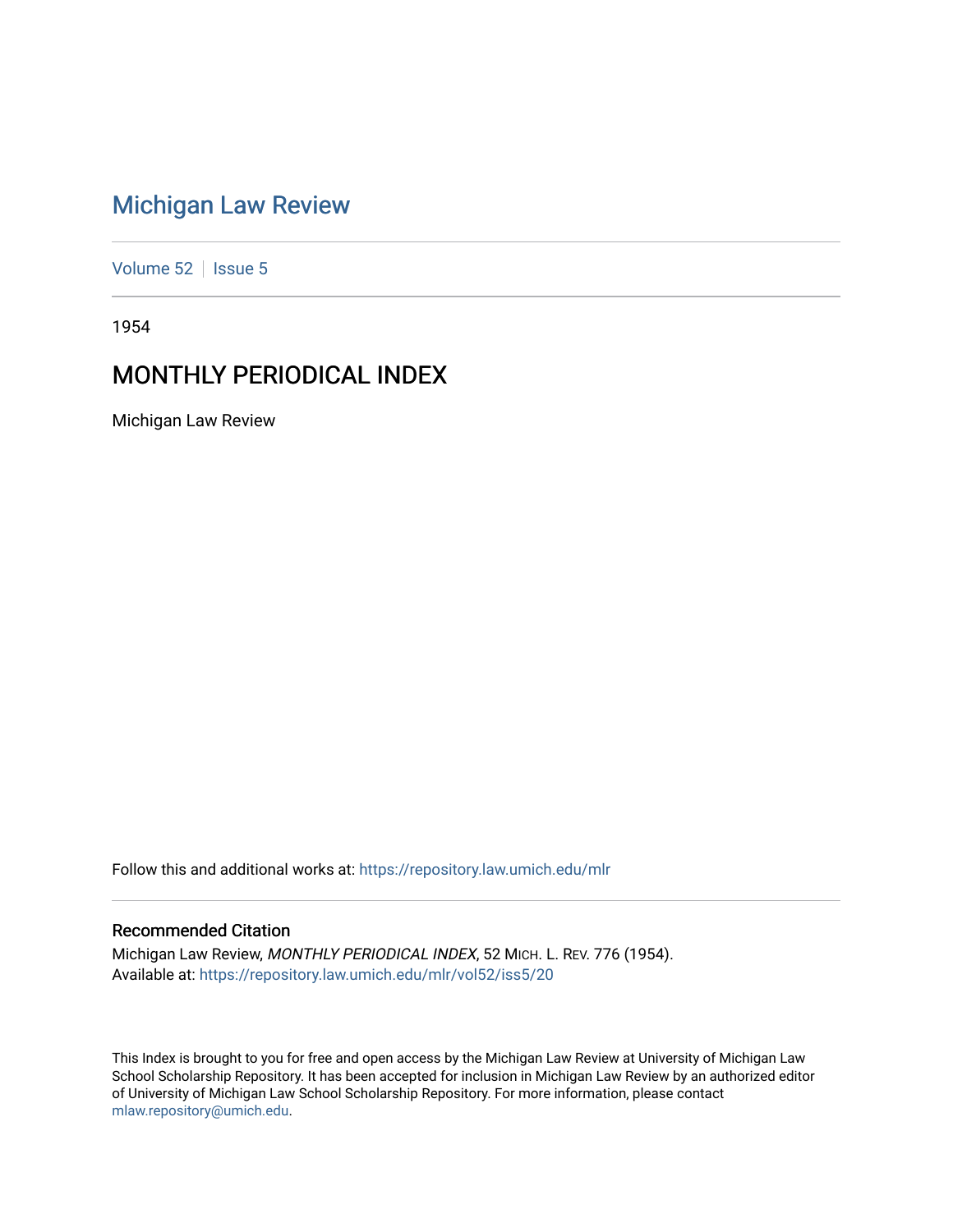# Michigan Law Review

Volume 52 | Issue 5

1954

## MONTHLY PERIODICAL INDEX

Michigan Law Review

Follow this and additional works at: https://repository.law.umich.edu/mlr

### Recommended Citation

Michigan Law Review, *MONTHLY PERIODICAL INDEX*, 52 MICH. L. REV. 776 (1954).
Available at: https://repository.law.umich.edu/mlr/vol52/iss5/20

This Index is brought to you for free and open access by the Michigan Law Review at University of Michigan Law School Scholarship Repository. It has been accepted for inclusion in Michigan Law Review by an authorized editor of University of Michigan Law School Scholarship Repository. For more information, please contact mlaw.repository@umich.edu.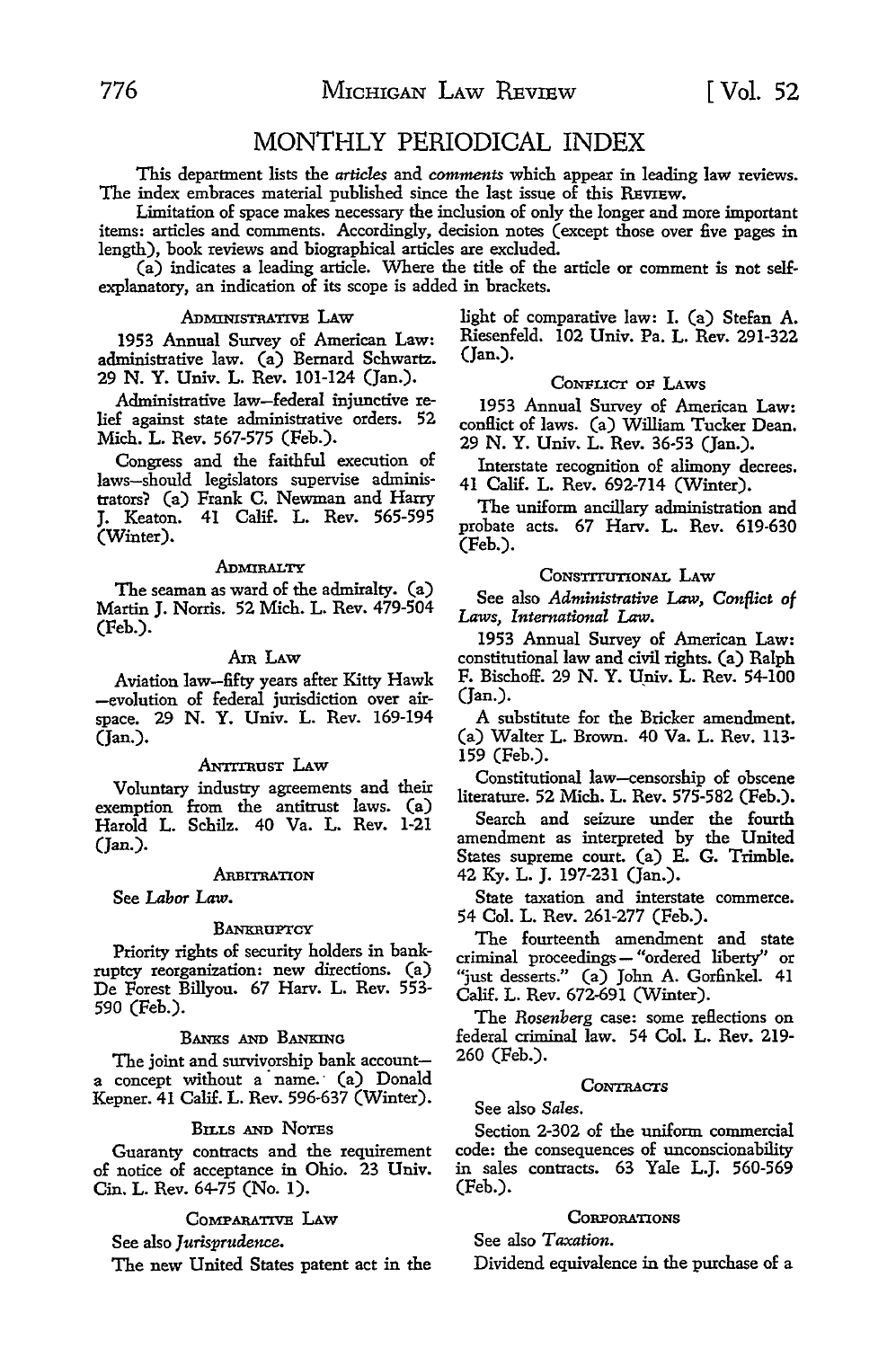# MONTHLY PERIODICAL INDEX

This department lists the *articles* and *comments* which appear in leading law reviews. The index embraces material published since the last issue of this REVIEW.

Limitation of space makes necessary the inclusion of only the longer and more important items: articles and comments. Accordingly, decision notes (except those over five pages in length), book reviews and biographical articles are excluded.

(a) indicates a leading article. Where the title of the article or comment is not self-explanatory, an indication of its scope is added in brackets.

### ADMINISTRATIVE LAW

1953 Annual Survey of American Law: administrative law. (a) Bernard Schwartz. 29 N. Y. Univ. L. Rev. 101-124 (Jan.).

Administrative law—federal injunctive relief against state administrative orders. 52 Mich. L. Rev. 567-575 (Feb.).

Congress and the faithful execution of laws—should legislators supervise administrators? (a) Frank C. Newman and Harry J. Keaton. 41 Calif. L. Rev. 565-595 (Winter).

### ADMIRALTY

The seaman as ward of the admiralty. (a) Martin J. Norris. 52 Mich. L. Rev. 479-504 (Feb.).

### AIR LAW

Aviation law—fifty years after Kitty Hawk—evolution of federal jurisdiction over airspace. 29 N. Y. Univ. L. Rev. 169-194 (Jan.).

### ANTITRUST LAW

Voluntary industry agreements and their exemption from the antitrust laws. (a) Harold L. Schilz. 40 Va. L. Rev. 1-21 (Jan.).

### ARBITRATION

See *Labor Law*.

### BANKRUPTCY

Priority rights of security holders in bankruptcy reorganization: new directions. (a) De Forest Billyou. 67 Harv. L. Rev. 553-590 (Feb.).

### BANKS AND BANKING

The joint and survivorship bank account—a concept without a name. (a) Donald Kepner. 41 Calif. L. Rev. 596-637 (Winter).

### BILLS AND NOTES

Guaranty contracts and the requirement of notice of acceptance in Ohio. 23 Univ. Cin. L. Rev. 64-75 (No. 1).

### COMPARATIVE LAW

See also *Jurisprudence*.

The new United States patent act in the light of comparative law: I. (a) Stefan A. Riesenfeld. 102 Univ. Pa. L. Rev. 291-322 (Jan.).

### CONFLICT OF LAWS

1953 Annual Survey of American Law: conflict of laws. (a) William Tucker Dean. 29 N. Y. Univ. L. Rev. 36-53 (Jan.).

Interstate recognition of alimony decrees. 41 Calif. L. Rev. 692-714 (Winter).

The uniform ancillary administration and probate acts. 67 Harv. L. Rev. 619-630 (Feb.).

### CONSTITUTIONAL LAW

See also *Administrative Law, Conflict of Laws, International Law*.

1953 Annual Survey of American Law: constitutional law and civil rights. (a) Ralph F. Bischoff. 29 N. Y. Univ. L. Rev. 54-100 (Jan.).

A substitute for the Bricker amendment. (a) Walter L. Brown. 40 Va. L. Rev. 113-159 (Feb.).

Constitutional law—censorship of obscene literature. 52 Mich. L. Rev. 575-582 (Feb.).

Search and seizure under the fourth amendment as interpreted by the United States supreme court. (a) E. G. Trimble. 42 Ky. L. J. 197-231 (Jan.).

State taxation and interstate commerce. 54 Col. L. Rev. 261-277 (Feb.).

The fourteenth amendment and state criminal proceedings—"ordered liberty" or "just desserts." (a) John A. Gorfinkel. 41 Calif. L. Rev. 672-691 (Winter).

The *Rosenberg* case: some reflections on federal criminal law. 54 Col. L. Rev. 219-260 (Feb.).

### CONTRACTS

See also *Sales*.

Section 2-302 of the uniform commercial code: the consequences of unconscionability in sales contracts. 63 Yale L.J. 560-569 (Feb.).

### CORPORATIONS

See also *Taxation*.

Dividend equivalence in the purchase of a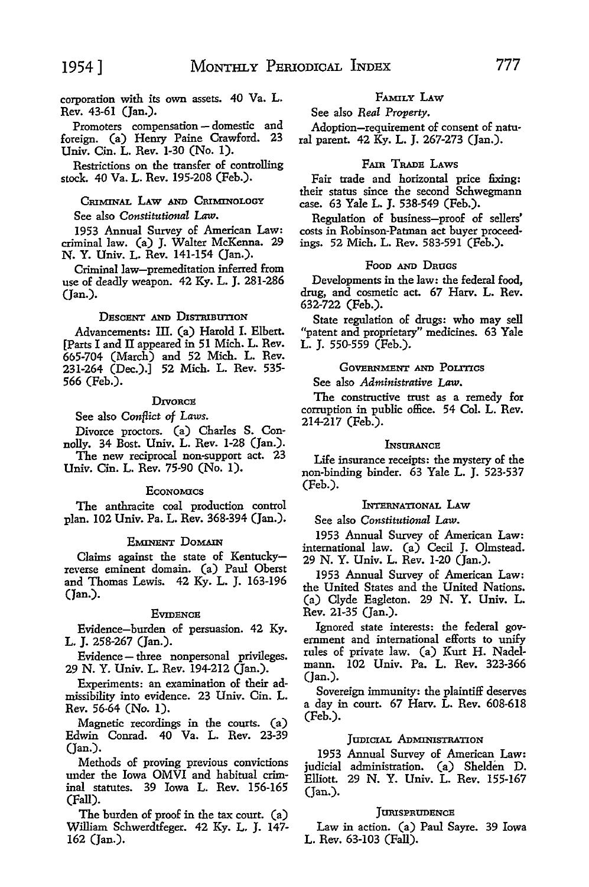corporation with its own assets. 40 Va. L. Rev. 43-61 (Jan.).

Promoters compensation – domestic and foreign. (a) Henry Paine Crawford. 23 Univ. Cin. L. Rev. 1-30 (No. 1).

Restrictions on the transfer of controlling stock. 40 Va. L. Rev. 195-208 (Feb.).

### Criminal Law and Criminology

See also *Constitutional Law.*

1953 Annual Survey of American Law: criminal law. (a) J. Walter McKenna. 29 N. Y. Univ. L. Rev. 141-154 (Jan.).

Criminal law–premeditation inferred from use of deadly weapon. 42 Ky. L. J. 281-286 (Jan.).

### Descent and Distribution

Advancements: III. (a) Harold I. Elbert. [Parts I and II appeared in 51 Mich. L. Rev. 665-704 (March) and 52 Mich. L. Rev. 231-264 (Dec.).] 52 Mich. L. Rev. 535-566 (Feb.).

### Divorce

See also *Conflict of Laws.*

Divorce proctors. (a) Charles S. Connolly. 34 Bost. Univ. L. Rev. 1-28 (Jan.).

The new reciprocal non-support act. 23 Univ. Cin. L. Rev. 75-90 (No. 1).

### Economics

The anthracite coal production control plan. 102 Univ. Pa. L. Rev. 368-394 (Jan.).

### Eminent Domain

Claims against the state of Kentucky–reverse eminent domain. (a) Paul Oberst and Thomas Lewis. 42 Ky. L. J. 163-196 (Jan.).

### Evidence

Evidence–burden of persuasion. 42 Ky. L. J. 258-267 (Jan.).

Evidence – three nonpersonal privileges. 29 N. Y. Univ. L. Rev. 194-212 (Jan.).

Experiments: an examination of their admissibility into evidence. 23 Univ. Cin. L. Rev. 56-64 (No. 1).

Magnetic recordings in the courts. (a) Edwin Conrad. 40 Va. L. Rev. 23-39 (Jan.).

Methods of proving previous convictions under the Iowa OMVI and habitual criminal statutes. 39 Iowa L. Rev. 156-165 (Fall).

The burden of proof in the tax court. (a) William Schwerdtfeger. 42 Ky. L. J. 147-162 (Jan.).

### Family Law

See also *Real Property.*

Adoption–requirement of consent of natural parent. 42 Ky. L. J. 267-273 (Jan.).

### Fair Trade Laws

Fair trade and horizontal price fixing: their status since the second Schwegmann case. 63 Yale L. J. 538-549 (Feb.).

Regulation of business–proof of sellers' costs in Robinson-Patman act buyer proceedings. 52 Mich. L. Rev. 583-591 (Feb.).

### Food and Drugs

Developments in the law: the federal food, drug, and cosmetic act. 67 Harv. L. Rev. 632-722 (Feb.).

State regulation of drugs: who may sell "patent and proprietary" medicines. 63 Yale L. J. 550-559 (Feb.).

### Government and Politics

See also *Administrative Law.*

The constructive trust as a remedy for corruption in public office. 54 Col. L. Rev. 214-217 (Feb.).

### Insurance

Life insurance receipts: the mystery of the non-binding binder. 63 Yale L. J. 523-537 (Feb.).

### International Law

See also *Constitutional Law.*

1953 Annual Survey of American Law: international law. (a) Cecil J. Olmstead. 29 N. Y. Univ. L. Rev. 1-20 (Jan.).

1953 Annual Survey of American Law: the United States and the United Nations. (a) Clyde Eagleton. 29 N. Y. Univ. L. Rev. 21-35 (Jan.).

Ignored state interests: the federal government and international efforts to unify rules of private law. (a) Kurt H. Nadelmann. 102 Univ. Pa. L. Rev. 323-366 (Jan.).

Sovereign immunity: the plaintiff deserves a day in court. 67 Harv. L. Rev. 608-618 (Feb.).

### Judicial Administration

1953 Annual Survey of American Law: judicial administration. (a) Shelden D. Elliott. 29 N. Y. Univ. L. Rev. 155-167 (Jan.).

### Jurisprudence

Law in action. (a) Paul Sayre. 39 Iowa L. Rev. 63-103 (Fall).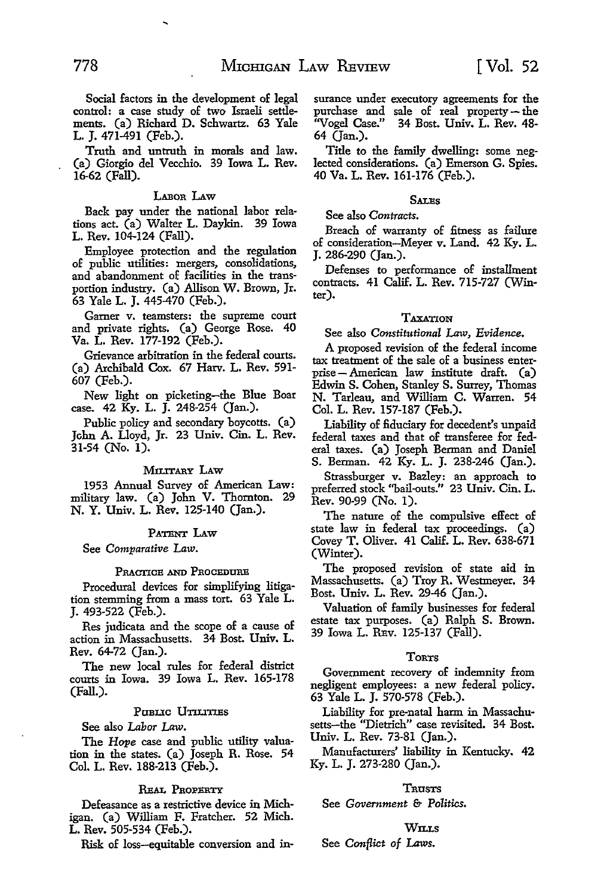Social factors in the development of legal control: a case study of two Israeli settlements. (a) Richard D. Schwartz. 63 Yale L. J. 471-491 (Feb.).

Truth and untruth in morals and law. (a) Giorgio del Vecchio. 39 Iowa L. Rev. 16-62 (Fall).

### Labor Law

Back pay under the national labor relations act. (a) Walter L. Daykin. 39 Iowa L. Rev. 104-124 (Fall).

Employee protection and the regulation of public utilities: mergers, consolidations, and abandonment of facilities in the transportion industry. (a) Allison W. Brown, Jr. 63 Yale L. J. 445-470 (Feb.).

Garner v. teamsters: the supreme court and private rights. (a) George Rose. 40 Va. L. Rev. 177-192 (Feb.).

Grievance arbitration in the federal courts. (a) Archibald Cox. 67 Harv. L. Rev. 591-607 (Feb.).

New light on picketing–the Blue Boar case. 42 Ky. L. J. 248-254 (Jan.).

Public policy and secondary boycotts. (a) John A. Lloyd, Jr. 23 Univ. Cin. L. Rev. 31-54 (No. 1).

### Military Law

1953 Annual Survey of American Law: military law. (a) John V. Thornton. 29 N. Y. Univ. L. Rev. 125-140 (Jan.).

### Patent Law

See *Comparative Law.*

### Practice and Procedure

Procedural devices for simplifying litigation stemming from a mass tort. 63 Yale L. J. 493-522 (Feb.).

Res judicata and the scope of a cause of action in Massachusetts. 34 Bost. Univ. L. Rev. 64-72 (Jan.).

The new local rules for federal district courts in Iowa. 39 Iowa L. Rev. 165-178 (Fall.).

### Public Utilities

See also *Labor Law.*

The *Hope* case and public utility valuation in the states. (a) Joseph R. Rose. 54 Col. L. Rev. 188-213 (Feb.).

### Real Property

Defeasance as a restrictive device in Michigan. (a) William F. Fratcher. 52 Mich. L. Rev. 505-534 (Feb.).

Risk of loss–equitable conversion and insurance under executory agreements for the purchase and sale of real property – the "Vogel Case." 34 Bost. Univ. L. Rev. 48-64 (Jan.).

Title to the family dwelling: some neglected considerations. (a) Emerson G. Spies. 40 Va. L. Rev. 161-176 (Feb.).

### Sales

See also *Contracts.*

Breach of warranty of fitness as failure of consideration–Meyer v. Land. 42 Ky. L. J. 286-290 (Jan.).

Defenses to performance of installment contracts. 41 Calif. L. Rev. 715-727 (Winter).

### Taxation

See also *Constitutional Law, Evidence.*

A proposed revision of the federal income tax treatment of the sale of a business enterprise – American law institute draft. (a) Edwin S. Cohen, Stanley S. Surrey, Thomas N. Tarleau, and William C. Warren. 54 Col. L. Rev. 157-187 (Feb.).

Liability of fiduciary for decedent's unpaid federal taxes and that of transferee for federal taxes. (a) Joseph Berman and Daniel S. Berman. 42 Ky. L. J. 238-246 (Jan.).

Strassburger v. Bazley: an approach to preferred stock "bail-outs." 23 Univ. Cin. L. Rev. 90-99 (No. 1).

The nature of the compulsive effect of state law in federal tax proceedings. (a) Covey T. Oliver. 41 Calif. L. Rev. 638-671 (Winter).

The proposed revision of state aid in Massachusetts. (a) Troy R. Westmeyer. 34 Bost. Univ. L. Rev. 29-46 (Jan.).

Valuation of family businesses for federal estate tax purposes. (a) Ralph S. Brown. 39 Iowa L. Rev. 125-137 (Fall).

### Torts

Government recovery of indemnity from negligent employees: a new federal policy. 63 Yale L. J. 570-578 (Feb.).

Liability for pre-natal harm in Massachusetts–the "Dietrich" case revisited. 34 Bost. Univ. L. Rev. 73-81 (Jan.).

Manufacturers' liability in Kentucky. 42 Ky. L. J. 273-280 (Jan.).

### Trusts

See *Government & Politics.*

### Wills

See *Conflict of Laws.*